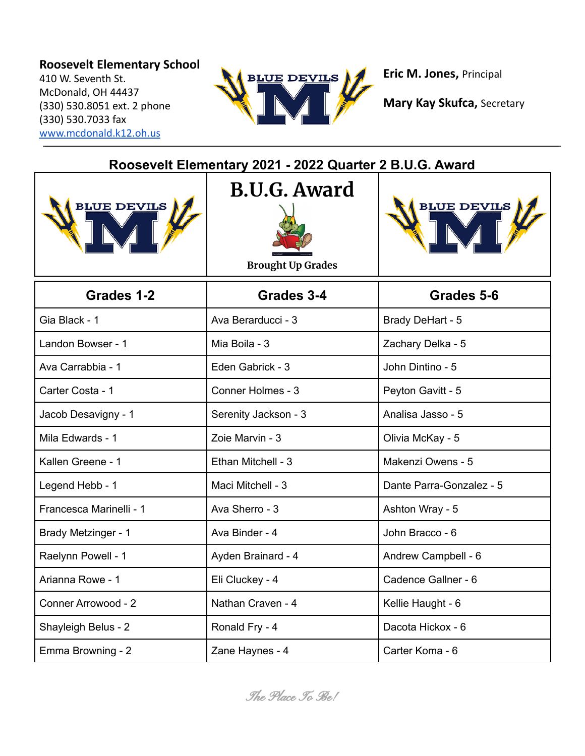**Roosevelt Elementary School**
410 W. Seventh St.
McDonald, OH 44437
(330) 530.8051 ext. 2 phone
(330) 530.7033 fax
www.mcdonald.k12.oh.us

**Eric M. Jones,** Principal

**Mary Kay Skufca,** Secretary

## Roosevelt Elementary 2021 - 2022 Quarter 2 B.U.G. Award

# B.U.G. Award

**Brought Up Grades**

| Grades 1-2 | Grades 3-4 | Grades 5-6 |
|---|---|---|
| Gia Black - 1 | Ava Berarducci - 3 | Brady DeHart - 5 |
| Landon Bowser - 1 | Mia Boila - 3 | Zachary Delka - 5 |
| Ava Carrabbia - 1 | Eden Gabrick - 3 | John Dintino - 5 |
| Carter Costa - 1 | Conner Holmes - 3 | Peyton Gavitt - 5 |
| Jacob Desavigny - 1 | Serenity Jackson - 3 | Analisa Jasso - 5 |
| Mila Edwards - 1 | Zoie Marvin - 3 | Olivia McKay - 5 |
| Kallen Greene - 1 | Ethan Mitchell - 3 | Makenzi Owens - 5 |
| Legend Hebb - 1 | Maci Mitchell - 3 | Dante Parra-Gonzalez - 5 |
| Francesca Marinelli - 1 | Ava Sherro - 3 | Ashton Wray - 5 |
| Brady Metzinger - 1 | Ava Binder - 4 | John Bracco - 6 |
| Raelynn Powell - 1 | Ayden Brainard - 4 | Andrew Campbell - 6 |
| Arianna Rowe - 1 | Eli Cluckey - 4 | Cadence Gallner - 6 |
| Conner Arrowood - 2 | Nathan Craven - 4 | Kellie Haught - 6 |
| Shayleigh Belus - 2 | Ronald Fry - 4 | Dacota Hickox - 6 |
| Emma Browning - 2 | Zane Haynes - 4 | Carter Koma - 6 |

*The Place To Be!*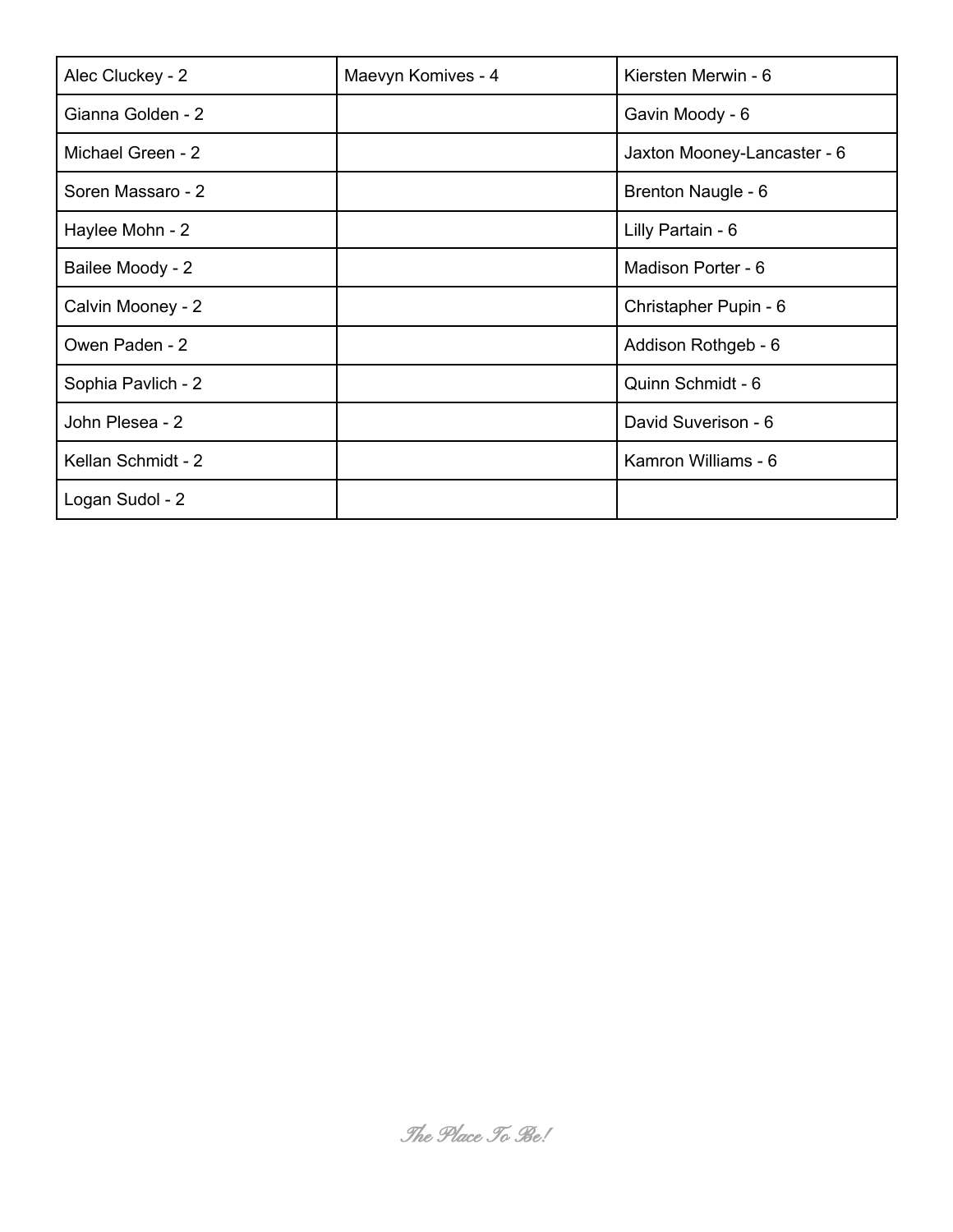| | | |
|---|---|---|
| Alec Cluckey - 2 | Maevyn Komives - 4 | Kiersten Merwin - 6 |
| Gianna Golden - 2 | | Gavin Moody - 6 |
| Michael Green - 2 | | Jaxton Mooney-Lancaster - 6 |
| Soren Massaro - 2 | | Brenton Naugle - 6 |
| Haylee Mohn - 2 | | Lilly Partain - 6 |
| Bailee Moody - 2 | | Madison Porter - 6 |
| Calvin Mooney - 2 | | Christapher Pupin - 6 |
| Owen Paden - 2 | | Addison Rothgeb - 6 |
| Sophia Pavlich - 2 | | Quinn Schmidt - 6 |
| John Plesea - 2 | | David Suverison - 6 |
| Kellan Schmidt - 2 | | Kamron Williams - 6 |
| Logan Sudol - 2 | | |